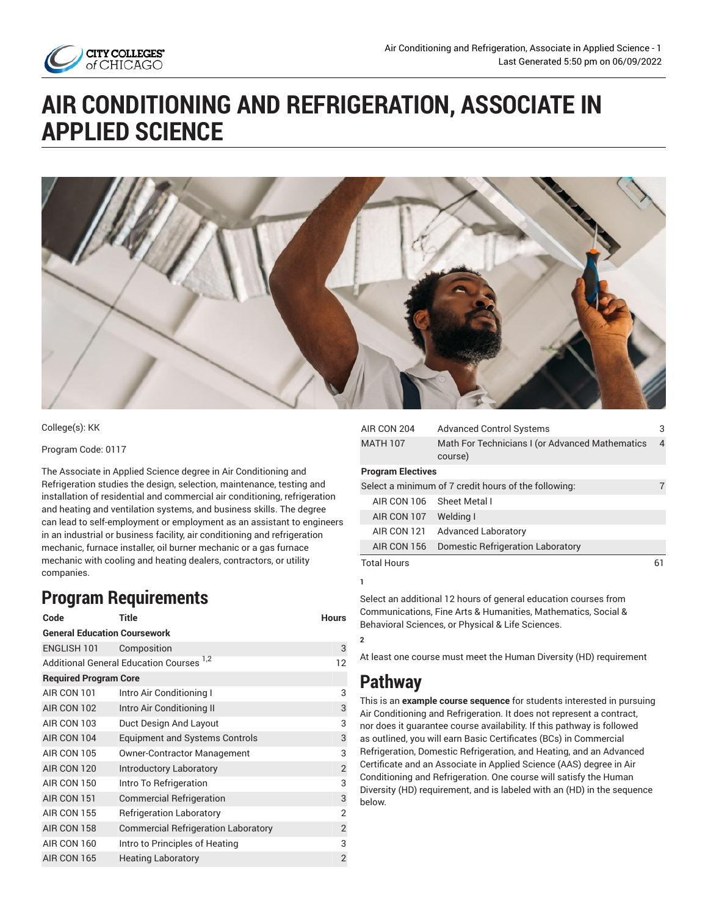# AIR CONDITIONING AND REFRIGERATION, ASSOCIATE IN APPLIED SCIENCE

College(s): KK

Program Code: 0117

The Associate in Applied Science degree in Air Conditioning and Refrigeration studies the design, selection, maintenance, testing and installation of residential and commercial air conditioning, refrigeration and heating and ventilation systems, and business skills. The degree can lead to self-employment or employment as an assistant to engineers in an industrial or business facility, air conditioning and refrigeration mechanic, furnace installer, oil burner mechanic or a gas furnace mechanic with cooling and heating dealers, contractors, or utility companies.

## Program Requirements

| Code | Title | Hours |
|---|---|---|
| **General Education Coursework** | | |
| ENGLISH 101 | Composition | 3 |
| Additional General Education Courses [1,2] | | 12 |
| **Required Program Core** | | |
| AIR CON 101 | Intro Air Conditioning I | 3 |
| AIR CON 102 | Intro Air Conditioning II | 3 |
| AIR CON 103 | Duct Design And Layout | 3 |
| AIR CON 104 | Equipment and Systems Controls | 3 |
| AIR CON 105 | Owner-Contractor Management | 3 |
| AIR CON 120 | Introductory Laboratory | 2 |
| AIR CON 150 | Intro To Refrigeration | 3 |
| AIR CON 151 | Commercial Refrigeration | 3 |
| AIR CON 155 | Refrigeration Laboratory | 2 |
| AIR CON 158 | Commercial Refrigeration Laboratory | 2 |
| AIR CON 160 | Intro to Principles of Heating | 3 |
| AIR CON 165 | Heating Laboratory | 2 |
| AIR CON 204 | Advanced Control Systems | 3 |
| MATH 107 | Math For Technicians I (or Advanced Mathematics course) | 4 |
| **Program Electives** | | |
| Select a minimum of 7 credit hours of the following: | | 7 |
| AIR CON 106 | Sheet Metal I | |
| AIR CON 107 | Welding I | |
| AIR CON 121 | Advanced Laboratory | |
| AIR CON 156 | Domestic Refrigeration Laboratory | |
| Total Hours | | 61 |

1

Select an additional 12 hours of general education courses from Communications, Fine Arts & Humanities, Mathematics, Social & Behavioral Sciences, or Physical & Life Sciences.

2

At least one course must meet the Human Diversity (HD) requirement

## Pathway

This is an **example course sequence** for students interested in pursuing Air Conditioning and Refrigeration. It does not represent a contract, nor does it guarantee course availability. If this pathway is followed as outlined, you will earn Basic Certificates (BCs) in Commercial Refrigeration, Domestic Refrigeration, and Heating, and an Advanced Certificate and an Associate in Applied Science (AAS) degree in Air Conditioning and Refrigeration. One course will satisfy the Human Diversity (HD) requirement, and is labeled with an (HD) in the sequence below.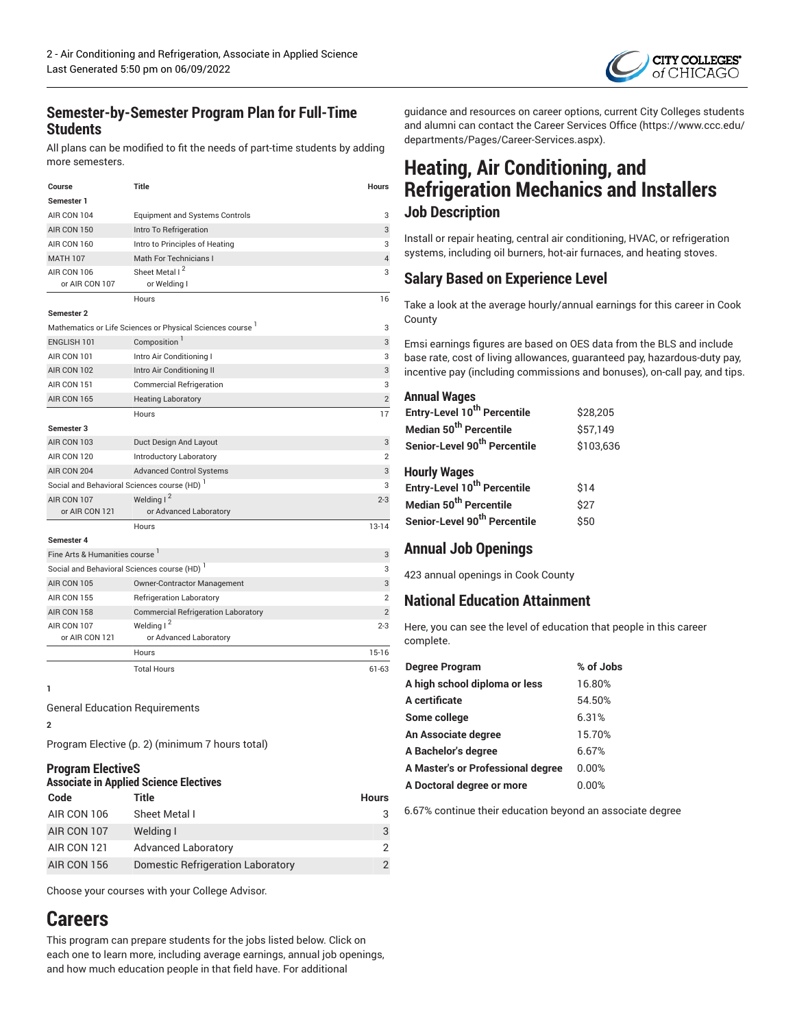## Semester-by-Semester Program Plan for Full-Time Students

All plans can be modified to fit the needs of part-time students by adding more semesters.

| Course | Title | Hours |
|---|---|---|
| **Semester 1** | | |
| AIR CON 104 | Equipment and Systems Controls | 3 |
| AIR CON 150 | Intro To Refrigeration | 3 |
| AIR CON 160 | Intro to Principles of Heating | 3 |
| MATH 107 | Math For Technicians I | 4 |
| AIR CON 106 or AIR CON 107 | Sheet Metal I [2] or Welding I | 3 |
| | Hours | 16 |
| **Semester 2** | | |
| Mathematics or Life Sciences or Physical Sciences course [1] | | 3 |
| ENGLISH 101 | Composition [1] | 3 |
| AIR CON 101 | Intro Air Conditioning I | 3 |
| AIR CON 102 | Intro Air Conditioning II | 3 |
| AIR CON 151 | Commercial Refrigeration | 3 |
| AIR CON 165 | Heating Laboratory | 2 |
| | Hours | 17 |
| **Semester 3** | | |
| AIR CON 103 | Duct Design And Layout | 3 |
| AIR CON 120 | Introductory Laboratory | 2 |
| AIR CON 204 | Advanced Control Systems | 3 |
| Social and Behavioral Sciences course (HD) [1] | | 3 |
| AIR CON 107 or AIR CON 121 | Welding I [2] or Advanced Laboratory | 2-3 |
| | Hours | 13-14 |
| **Semester 4** | | |
| Fine Arts & Humanities course [1] | | 3 |
| Social and Behavioral Sciences course (HD) [1] | | 3 |
| AIR CON 105 | Owner-Contractor Management | 3 |
| AIR CON 155 | Refrigeration Laboratory | 2 |
| AIR CON 158 | Commercial Refrigeration Laboratory | 2 |
| AIR CON 107 or AIR CON 121 | Welding I [2] or Advanced Laboratory | 2-3 |
| | Hours | 15-16 |
| | Total Hours | 61-63 |

1

General Education Requirements

2

Program Elective (p. 2) (minimum 7 hours total)

### Program ElectiveS

#### Associate in Applied Science Electives

| Code | Title | Hours |
|---|---|---|
| AIR CON 106 | Sheet Metal I | 3 |
| AIR CON 107 | Welding I | 3 |
| AIR CON 121 | Advanced Laboratory | 2 |
| AIR CON 156 | Domestic Refrigeration Laboratory | 2 |

Choose your courses with your College Advisor.

# Careers

This program can prepare students for the jobs listed below. Click on each one to learn more, including average earnings, annual job openings, and how much education people in that field have. For additional guidance and resources on career options, current City Colleges students and alumni can contact the Career Services Office (https://www.ccc.edu/departments/Pages/Career-Services.aspx).

## Heating, Air Conditioning, and Refrigeration Mechanics and Installers

### Job Description

Install or repair heating, central air conditioning, HVAC, or refrigeration systems, including oil burners, hot-air furnaces, and heating stoves.

### Salary Based on Experience Level

Take a look at the average hourly/annual earnings for this career in Cook County

Emsi earnings figures are based on OES data from the BLS and include base rate, cost of living allowances, guaranteed pay, hazardous-duty pay, incentive pay (including commissions and bonuses), on-call pay, and tips.

#### Annual Wages

| | |
|---|---|
| **Entry-Level 10th Percentile** | $28,205 |
| **Median 50th Percentile** | $57,149 |
| **Senior-Level 90th Percentile** | $103,636 |

#### Hourly Wages

| | |
|---|---|
| **Entry-Level 10th Percentile** | $14 |
| **Median 50th Percentile** | $27 |
| **Senior-Level 90th Percentile** | $50 |

### Annual Job Openings

423 annual openings in Cook County

### National Education Attainment

Here, you can see the level of education that people in this career complete.

| Degree Program | % of Jobs |
|---|---|
| A high school diploma or less | 16.80% |
| A certificate | 54.50% |
| Some college | 6.31% |
| An Associate degree | 15.70% |
| A Bachelor's degree | 6.67% |
| A Master's or Professional degree | 0.00% |
| A Doctoral degree or more | 0.00% |

6.67% continue their education beyond an associate degree